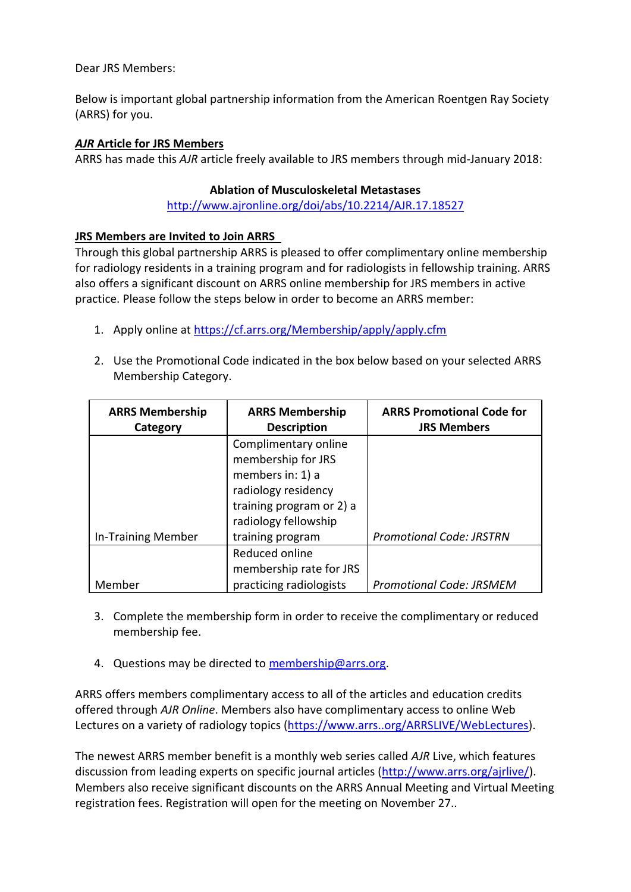Dear JRS Members:

Below is important global partnership information from the American Roentgen Ray Society (ARRS) for you.

**[*AJR* Article for JRS Members]**

ARRS has made this *AJR* article freely available to JRS members through mid-January 2018:

**Ablation of Musculoskeletal Metastases**

http://www.ajronline.org/doi/abs/10.2214/AJR.17.18527

**JRS Members are Invited to Join ARRS**

Through this global partnership ARRS is pleased to offer complimentary online membership for radiology residents in a training program and for radiologists in fellowship training. ARRS also offers a significant discount on ARRS online membership for JRS members in active practice. Please follow the steps below in order to become an ARRS member:

1. Apply online at https://cf.arrs.org/Membership/apply/apply.cfm

2. Use the Promotional Code indicated in the box below based on your selected ARRS Membership Category.

| ARRS Membership Category | ARRS Membership Description | ARRS Promotional Code for JRS Members |
|---|---|---|
| In-Training Member | Complimentary online membership for JRS members in: 1) a radiology residency training program or 2) a radiology fellowship training program | *Promotional Code: JRSTRN* |
| Member | Reduced online membership rate for JRS practicing radiologists | *Promotional Code: JRSMEM* |

3. Complete the membership form in order to receive the complimentary or reduced membership fee.

4. Questions may be directed to membership@arrs.org.

ARRS offers members complimentary access to all of the articles and education credits offered through *AJR Online*. Members also have complimentary access to online Web Lectures on a variety of radiology topics (https://www.arrs..org/ARRSLIVE/WebLectures).

The newest ARRS member benefit is a monthly web series called *AJR* Live, which features discussion from leading experts on specific journal articles (http://www.arrs.org/ajrlive/). Members also receive significant discounts on the ARRS Annual Meeting and Virtual Meeting registration fees. Registration will open for the meeting on November 27..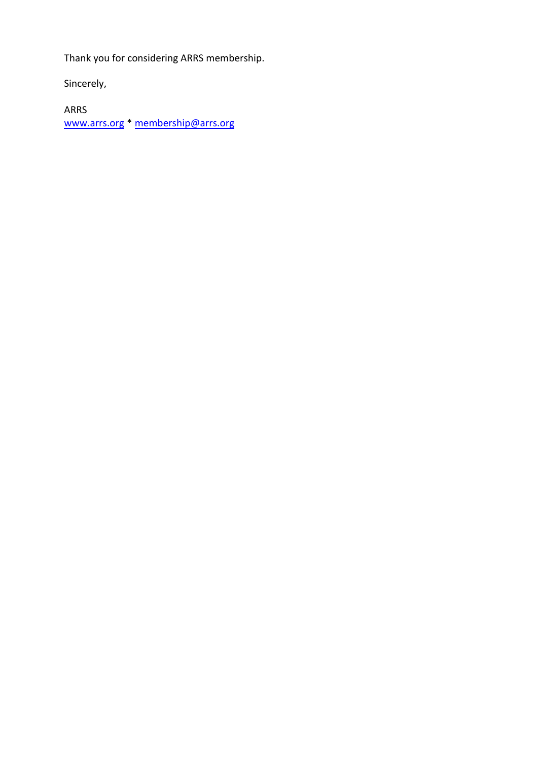Thank you for considering ARRS membership.

Sincerely,

ARRS
[www.arrs.org](http://www.arrs.org) * [membership@arrs.org](mailto:membership@arrs.org)